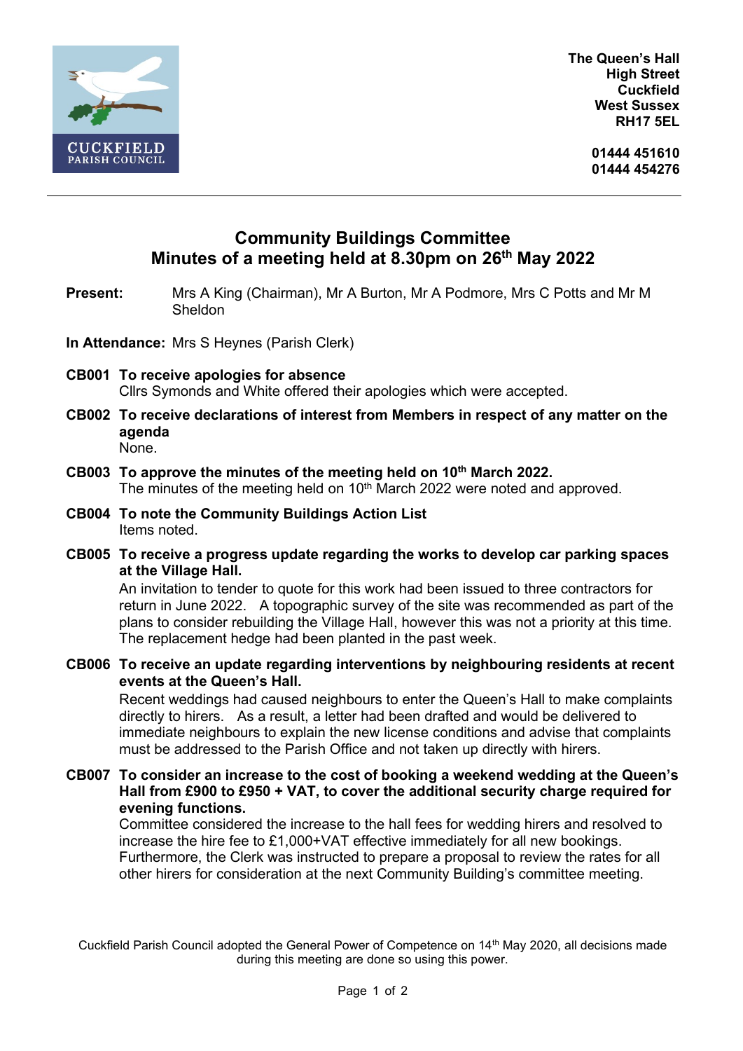CUCKFIELD PARISH COUNCIL

**The Queen's Hall**
**High Street**
**Cuckfield**
**West Sussex**
**RH17 5EL**

**01444 451610**
**01444 454276**

---

# Community Buildings Committee
## Minutes of a meeting held at 8.30pm on 26th May 2022

**Present:** Mrs A King (Chairman), Mr A Burton, Mr A Podmore, Mrs C Potts and Mr M Sheldon

**In Attendance:** Mrs S Heynes (Parish Clerk)

**CB001 To receive apologies for absence**
Cllrs Symonds and White offered their apologies which were accepted.

**CB002 To receive declarations of interest from Members in respect of any matter on the agenda**
None.

**CB003 To approve the minutes of the meeting held on 10th March 2022.**
The minutes of the meeting held on 10th March 2022 were noted and approved.

**CB004 To note the Community Buildings Action List**
Items noted.

**CB005 To receive a progress update regarding the works to develop car parking spaces at the Village Hall.**
An invitation to tender to quote for this work had been issued to three contractors for return in June 2022. A topographic survey of the site was recommended as part of the plans to consider rebuilding the Village Hall, however this was not a priority at this time. The replacement hedge had been planted in the past week.

**CB006 To receive an update regarding interventions by neighbouring residents at recent events at the Queen's Hall.**
Recent weddings had caused neighbours to enter the Queen's Hall to make complaints directly to hirers. As a result, a letter had been drafted and would be delivered to immediate neighbours to explain the new license conditions and advise that complaints must be addressed to the Parish Office and not taken up directly with hirers.

**CB007 To consider an increase to the cost of booking a weekend wedding at the Queen's Hall from £900 to £950 + VAT, to cover the additional security charge required for evening functions.**
Committee considered the increase to the hall fees for wedding hirers and resolved to increase the hire fee to £1,000+VAT effective immediately for all new bookings. Furthermore, the Clerk was instructed to prepare a proposal to review the rates for all other hirers for consideration at the next Community Building's committee meeting.

Cuckfield Parish Council adopted the General Power of Competence on 14th May 2020, all decisions made during this meeting are done so using this power.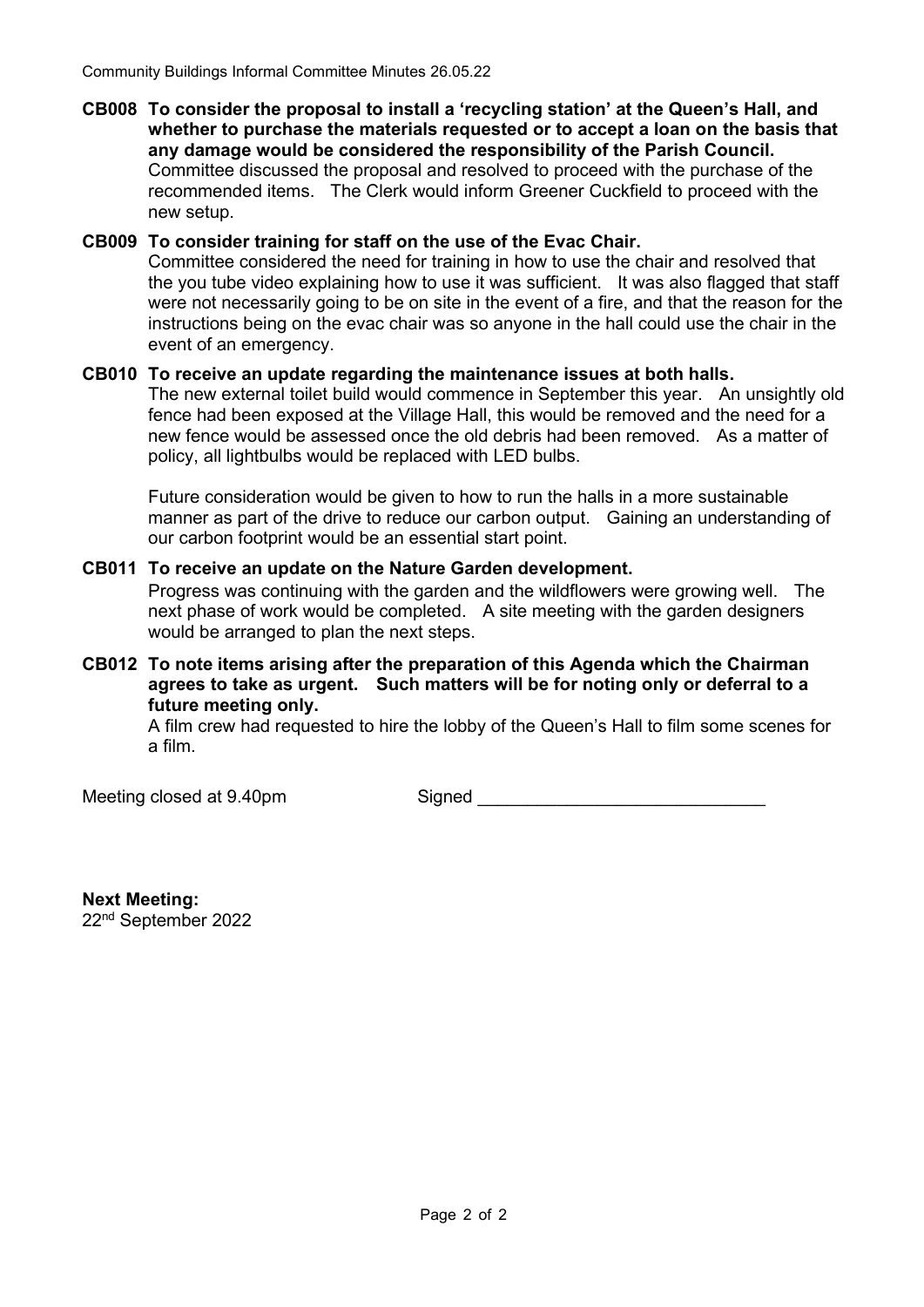**CB008 To consider the proposal to install a 'recycling station' at the Queen's Hall, and whether to purchase the materials requested or to accept a loan on the basis that any damage would be considered the responsibility of the Parish Council.**
Committee discussed the proposal and resolved to proceed with the purchase of the recommended items. The Clerk would inform Greener Cuckfield to proceed with the new setup.

**CB009 To consider training for staff on the use of the Evac Chair.**
Committee considered the need for training in how to use the chair and resolved that the you tube video explaining how to use it was sufficient. It was also flagged that staff were not necessarily going to be on site in the event of a fire, and that the reason for the instructions being on the evac chair was so anyone in the hall could use the chair in the event of an emergency.

**CB010 To receive an update regarding the maintenance issues at both halls.**
The new external toilet build would commence in September this year. An unsightly old fence had been exposed at the Village Hall, this would be removed and the need for a new fence would be assessed once the old debris had been removed. As a matter of policy, all lightbulbs would be replaced with LED bulbs.

Future consideration would be given to how to run the halls in a more sustainable manner as part of the drive to reduce our carbon output. Gaining an understanding of our carbon footprint would be an essential start point.

**CB011 To receive an update on the Nature Garden development.**
Progress was continuing with the garden and the wildflowers were growing well. The next phase of work would be completed. A site meeting with the garden designers would be arranged to plan the next steps.

**CB012 To note items arising after the preparation of this Agenda which the Chairman agrees to take as urgent. Such matters will be for noting only or deferral to a future meeting only.**
A film crew had requested to hire the lobby of the Queen's Hall to film some scenes for a film.

Meeting closed at 9.40pm Signed ____________________________

**Next Meeting:**
22nd September 2022